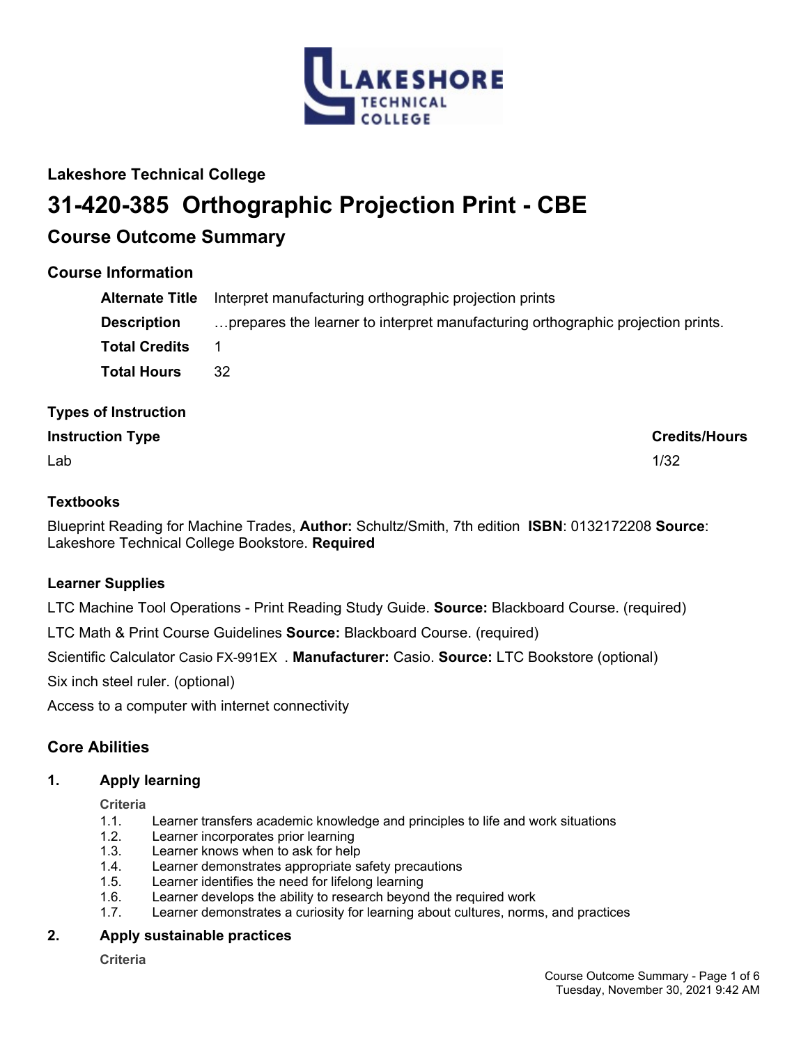## Lakeshore Technical College

# 31-420-385 Orthographic Projection Print - CBE

## Course Outcome Summary

### Course Information

| | |
|---|---|
| **Alternate Title** | Interpret manufacturing orthographic projection prints |
| **Description** | …prepares the learner to interpret manufacturing orthographic projection prints. |
| **Total Credits** | 1 |
| **Total Hours** | 32 |

### Types of Instruction

| Instruction Type | Credits/Hours |
|---|---|
| Lab | 1/32 |

### Textbooks

Blueprint Reading for Machine Trades, **Author:** Schultz/Smith, 7th edition **ISBN**: 0132172208 **Source**: Lakeshore Technical College Bookstore. **Required**

### Learner Supplies

LTC Machine Tool Operations - Print Reading Study Guide. **Source:** Blackboard Course. (required)

LTC Math & Print Course Guidelines **Source:** Blackboard Course. (required)

Scientific Calculator Casio FX-991EX . **Manufacturer:** Casio. **Source:** LTC Bookstore (optional)

Six inch steel ruler. (optional)

Access to a computer with internet connectivity

## Core Abilities

### 1. Apply learning

**Criteria**

1.1. Learner transfers academic knowledge and principles to life and work situations
1.2. Learner incorporates prior learning
1.3. Learner knows when to ask for help
1.4. Learner demonstrates appropriate safety precautions
1.5. Learner identifies the need for lifelong learning
1.6. Learner develops the ability to research beyond the required work
1.7. Learner demonstrates a curiosity for learning about cultures, norms, and practices

### 2. Apply sustainable practices

**Criteria**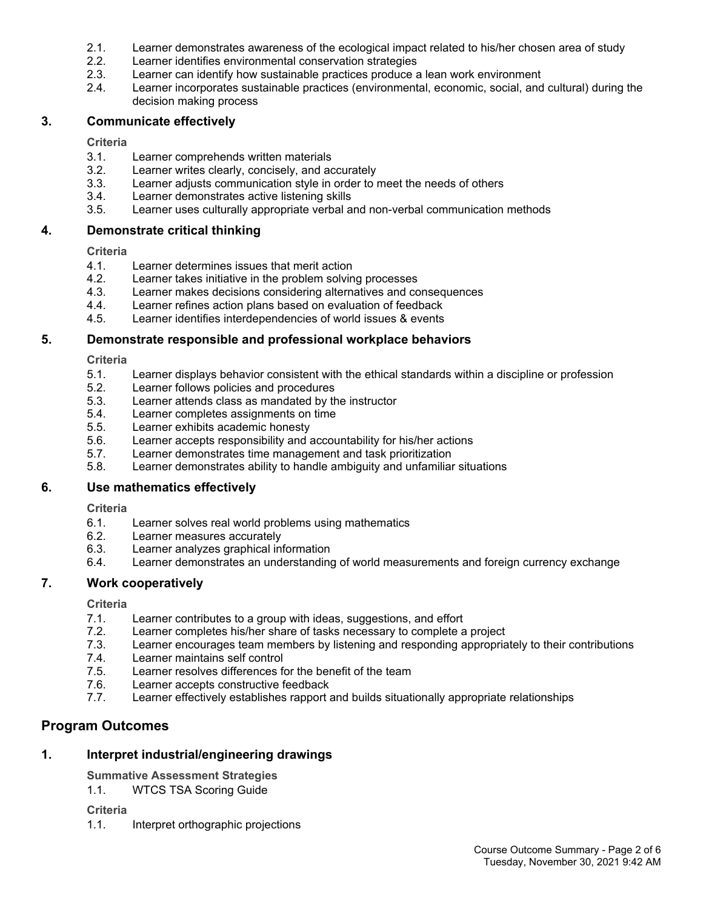2.1. Learner demonstrates awareness of the ecological impact related to his/her chosen area of study
2.2. Learner identifies environmental conservation strategies
2.3. Learner can identify how sustainable practices produce a lean work environment
2.4. Learner incorporates sustainable practices (environmental, economic, social, and cultural) during the decision making process

### 3. Communicate effectively

**Criteria**

3.1. Learner comprehends written materials
3.2. Learner writes clearly, concisely, and accurately
3.3. Learner adjusts communication style in order to meet the needs of others
3.4. Learner demonstrates active listening skills
3.5. Learner uses culturally appropriate verbal and non-verbal communication methods

### 4. Demonstrate critical thinking

**Criteria**

4.1. Learner determines issues that merit action
4.2. Learner takes initiative in the problem solving processes
4.3. Learner makes decisions considering alternatives and consequences
4.4. Learner refines action plans based on evaluation of feedback
4.5. Learner identifies interdependencies of world issues & events

### 5. Demonstrate responsible and professional workplace behaviors

**Criteria**

5.1. Learner displays behavior consistent with the ethical standards within a discipline or profession
5.2. Learner follows policies and procedures
5.3. Learner attends class as mandated by the instructor
5.4. Learner completes assignments on time
5.5. Learner exhibits academic honesty
5.6. Learner accepts responsibility and accountability for his/her actions
5.7. Learner demonstrates time management and task prioritization
5.8. Learner demonstrates ability to handle ambiguity and unfamiliar situations

### 6. Use mathematics effectively

**Criteria**

6.1. Learner solves real world problems using mathematics
6.2. Learner measures accurately
6.3. Learner analyzes graphical information
6.4. Learner demonstrates an understanding of world measurements and foreign currency exchange

### 7. Work cooperatively

**Criteria**

7.1. Learner contributes to a group with ideas, suggestions, and effort
7.2. Learner completes his/her share of tasks necessary to complete a project
7.3. Learner encourages team members by listening and responding appropriately to their contributions
7.4. Learner maintains self control
7.5. Learner resolves differences for the benefit of the team
7.6. Learner accepts constructive feedback
7.7. Learner effectively establishes rapport and builds situationally appropriate relationships

## Program Outcomes

### 1. Interpret industrial/engineering drawings

**Summative Assessment Strategies**

1.1. WTCS TSA Scoring Guide

**Criteria**

1.1. Interpret orthographic projections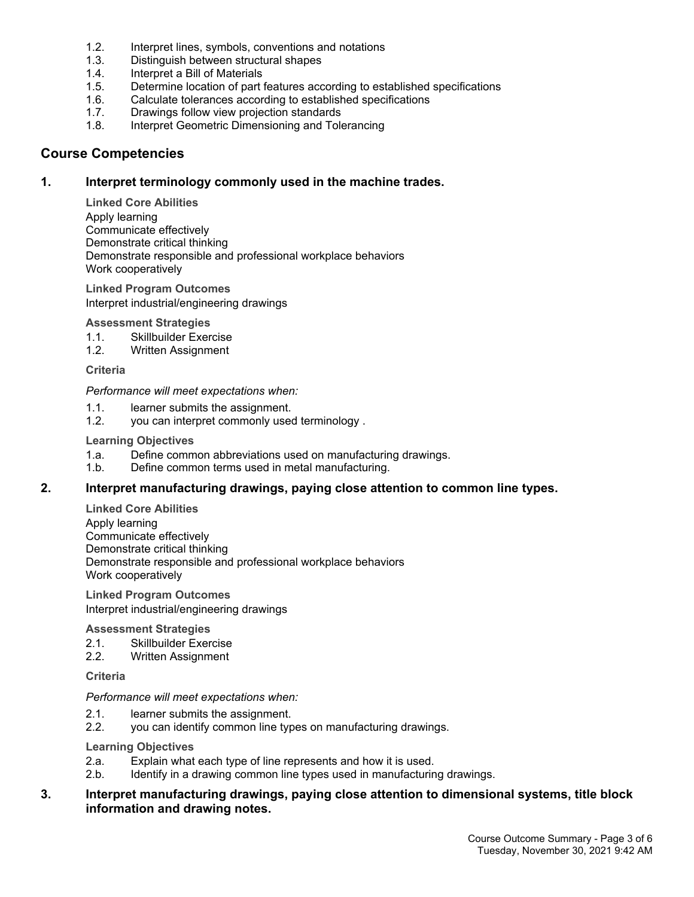1.2. Interpret lines, symbols, conventions and notations
1.3. Distinguish between structural shapes
1.4. Interpret a Bill of Materials
1.5. Determine location of part features according to established specifications
1.6. Calculate tolerances according to established specifications
1.7. Drawings follow view projection standards
1.8. Interpret Geometric Dimensioning and Tolerancing

## Course Competencies

### 1. Interpret terminology commonly used in the machine trades.

**Linked Core Abilities**

Apply learning
Communicate effectively
Demonstrate critical thinking
Demonstrate responsible and professional workplace behaviors
Work cooperatively

**Linked Program Outcomes**

Interpret industrial/engineering drawings

**Assessment Strategies**

1.1. Skillbuilder Exercise
1.2. Written Assignment

**Criteria**

*Performance will meet expectations when:*

1.1. learner submits the assignment.
1.2. you can interpret commonly used terminology .

**Learning Objectives**

1.a. Define common abbreviations used on manufacturing drawings.
1.b. Define common terms used in metal manufacturing.

### 2. Interpret manufacturing drawings, paying close attention to common line types.

**Linked Core Abilities**

Apply learning
Communicate effectively
Demonstrate critical thinking
Demonstrate responsible and professional workplace behaviors
Work cooperatively

**Linked Program Outcomes**

Interpret industrial/engineering drawings

**Assessment Strategies**

2.1. Skillbuilder Exercise
2.2. Written Assignment

**Criteria**

*Performance will meet expectations when:*

2.1. learner submits the assignment.
2.2. you can identify common line types on manufacturing drawings.

**Learning Objectives**

2.a. Explain what each type of line represents and how it is used.
2.b. Identify in a drawing common line types used in manufacturing drawings.

### 3. Interpret manufacturing drawings, paying close attention to dimensional systems, title block information and drawing notes.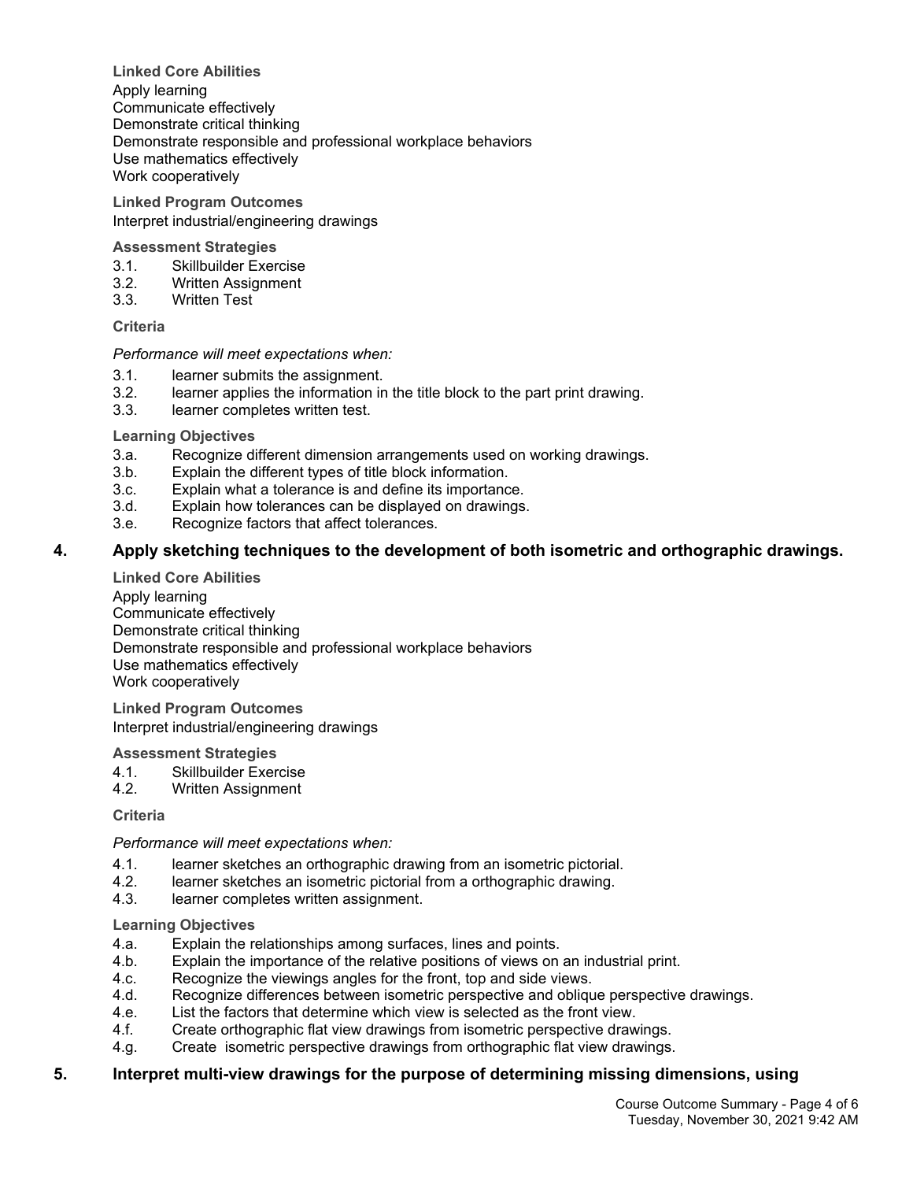**Linked Core Abilities**

Apply learning
Communicate effectively
Demonstrate critical thinking
Demonstrate responsible and professional workplace behaviors
Use mathematics effectively
Work cooperatively

**Linked Program Outcomes**

Interpret industrial/engineering drawings

**Assessment Strategies**

3.1. Skillbuilder Exercise
3.2. Written Assignment
3.3. Written Test

**Criteria**

*Performance will meet expectations when:*

3.1. learner submits the assignment.
3.2. learner applies the information in the title block to the part print drawing.
3.3. learner completes written test.

**Learning Objectives**

3.a. Recognize different dimension arrangements used on working drawings.
3.b. Explain the different types of title block information.
3.c. Explain what a tolerance is and define its importance.
3.d. Explain how tolerances can be displayed on drawings.
3.e. Recognize factors that affect tolerances.

## 4. Apply sketching techniques to the development of both isometric and orthographic drawings.

**Linked Core Abilities**

Apply learning
Communicate effectively
Demonstrate critical thinking
Demonstrate responsible and professional workplace behaviors
Use mathematics effectively
Work cooperatively

**Linked Program Outcomes**

Interpret industrial/engineering drawings

**Assessment Strategies**

4.1. Skillbuilder Exercise
4.2. Written Assignment

**Criteria**

*Performance will meet expectations when:*

4.1. learner sketches an orthographic drawing from an isometric pictorial.
4.2. learner sketches an isometric pictorial from a orthographic drawing.
4.3. learner completes written assignment.

**Learning Objectives**

4.a. Explain the relationships among surfaces, lines and points.
4.b. Explain the importance of the relative positions of views on an industrial print.
4.c. Recognize the viewings angles for the front, top and side views.
4.d. Recognize differences between isometric perspective and oblique perspective drawings.
4.e. List the factors that determine which view is selected as the front view.
4.f. Create orthographic flat view drawings from isometric perspective drawings.
4.g. Create isometric perspective drawings from orthographic flat view drawings.

## 5. Interpret multi-view drawings for the purpose of determining missing dimensions, using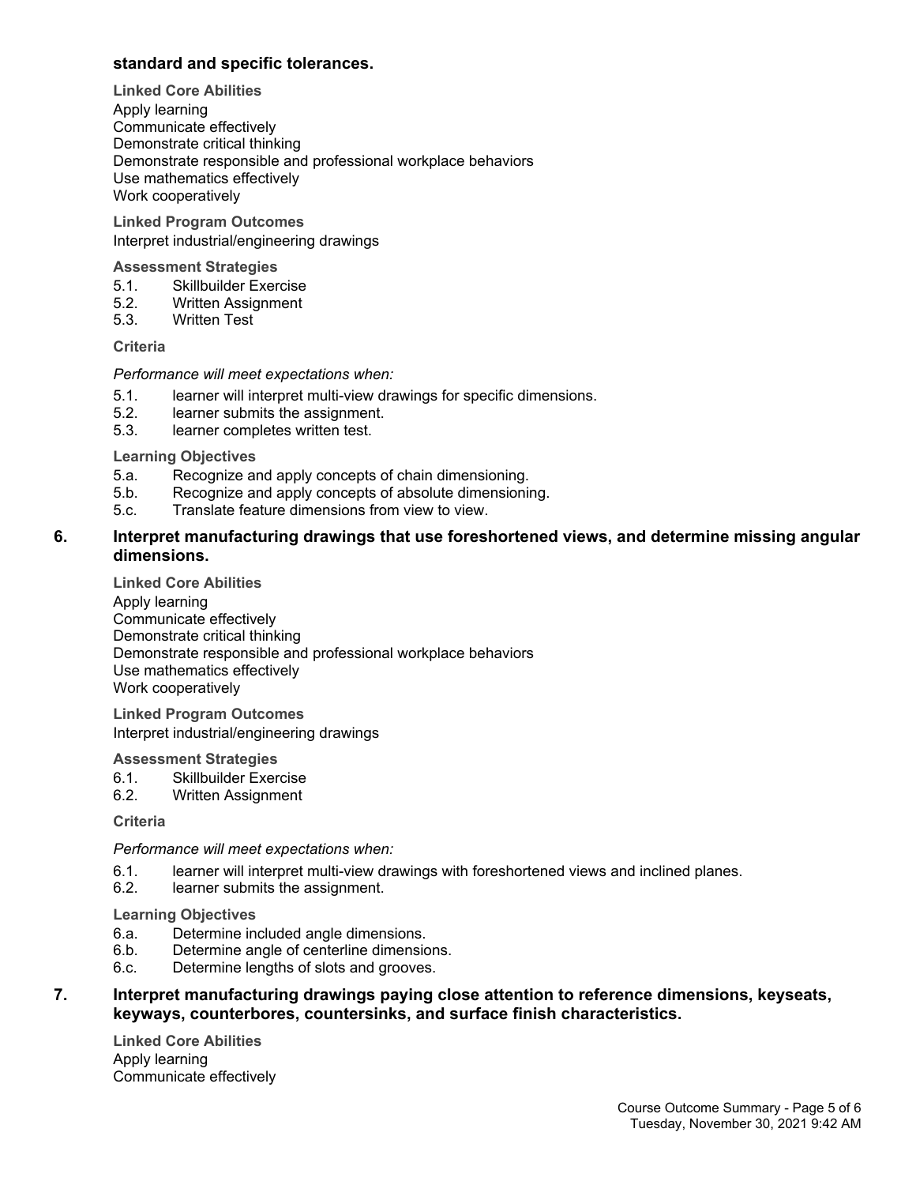**standard and specific tolerances.**

**Linked Core Abilities**

Apply learning
Communicate effectively
Demonstrate critical thinking
Demonstrate responsible and professional workplace behaviors
Use mathematics effectively
Work cooperatively

**Linked Program Outcomes**

Interpret industrial/engineering drawings

**Assessment Strategies**

5.1. Skillbuilder Exercise
5.2. Written Assignment
5.3. Written Test

**Criteria**

*Performance will meet expectations when:*

5.1. learner will interpret multi-view drawings for specific dimensions.
5.2. learner submits the assignment.
5.3. learner completes written test.

**Learning Objectives**

5.a. Recognize and apply concepts of chain dimensioning.
5.b. Recognize and apply concepts of absolute dimensioning.
5.c. Translate feature dimensions from view to view.

### 6. Interpret manufacturing drawings that use foreshortened views, and determine missing angular dimensions.

**Linked Core Abilities**

Apply learning
Communicate effectively
Demonstrate critical thinking
Demonstrate responsible and professional workplace behaviors
Use mathematics effectively
Work cooperatively

**Linked Program Outcomes**

Interpret industrial/engineering drawings

**Assessment Strategies**

6.1. Skillbuilder Exercise
6.2. Written Assignment

**Criteria**

*Performance will meet expectations when:*

6.1. learner will interpret multi-view drawings with foreshortened views and inclined planes.
6.2. learner submits the assignment.

**Learning Objectives**

6.a. Determine included angle dimensions.
6.b. Determine angle of centerline dimensions.
6.c. Determine lengths of slots and grooves.

### 7. Interpret manufacturing drawings paying close attention to reference dimensions, keyseats, keyways, counterbores, countersinks, and surface finish characteristics.

**Linked Core Abilities**

Apply learning
Communicate effectively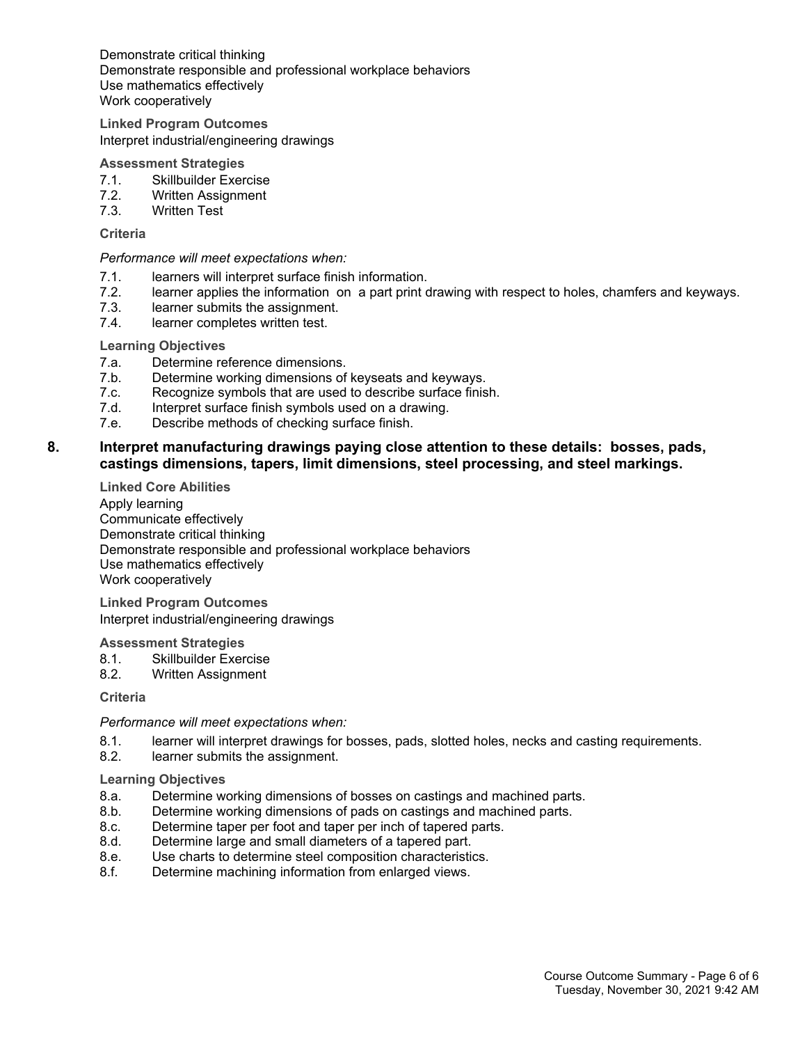Demonstrate critical thinking
Demonstrate responsible and professional workplace behaviors
Use mathematics effectively
Work cooperatively

**Linked Program Outcomes**

Interpret industrial/engineering drawings

**Assessment Strategies**

7.1. Skillbuilder Exercise
7.2. Written Assignment
7.3. Written Test

**Criteria**

*Performance will meet expectations when:*

7.1. learners will interpret surface finish information.
7.2. learner applies the information on a part print drawing with respect to holes, chamfers and keyways.
7.3. learner submits the assignment.
7.4. learner completes written test.

**Learning Objectives**

7.a. Determine reference dimensions.
7.b. Determine working dimensions of keyseats and keyways.
7.c. Recognize symbols that are used to describe surface finish.
7.d. Interpret surface finish symbols used on a drawing.
7.e. Describe methods of checking surface finish.

## 8. Interpret manufacturing drawings paying close attention to these details: bosses, pads, castings dimensions, tapers, limit dimensions, steel processing, and steel markings.

**Linked Core Abilities**

Apply learning
Communicate effectively
Demonstrate critical thinking
Demonstrate responsible and professional workplace behaviors
Use mathematics effectively
Work cooperatively

**Linked Program Outcomes**

Interpret industrial/engineering drawings

**Assessment Strategies**

8.1. Skillbuilder Exercise
8.2. Written Assignment

**Criteria**

*Performance will meet expectations when:*

8.1. learner will interpret drawings for bosses, pads, slotted holes, necks and casting requirements.
8.2. learner submits the assignment.

**Learning Objectives**

8.a. Determine working dimensions of bosses on castings and machined parts.
8.b. Determine working dimensions of pads on castings and machined parts.
8.c. Determine taper per foot and taper per inch of tapered parts.
8.d. Determine large and small diameters of a tapered part.
8.e. Use charts to determine steel composition characteristics.
8.f. Determine machining information from enlarged views.